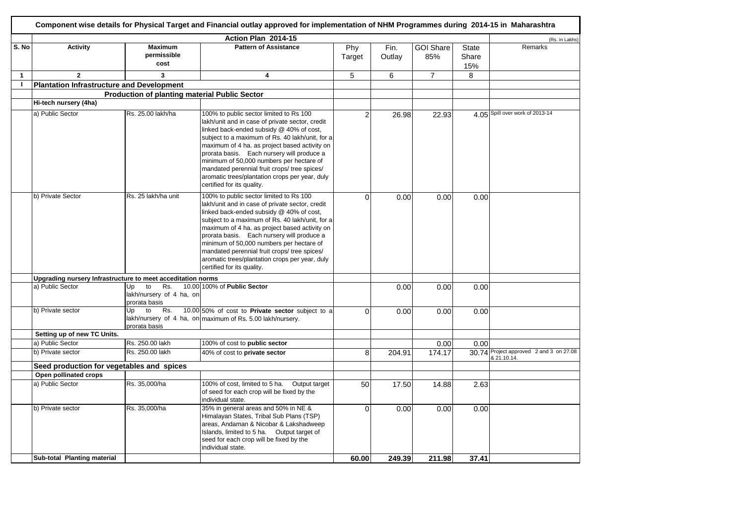# Component wise details for Physical Target and Financial outlay approved for implementation of NHM Programmes during 2014-15 in Maharashtra

| | Action Plan 2014-15 | | | | | | | (Rs. in Lakhs) |
|---|---|---|---|---|---|---|---|---|
| **S. No** | **Activity** | **Maximum permissible cost** | **Pattern of Assistance** | Phy Target | Fin. Outlay | GOI Share 85% | State Share 15% | Remarks |
| **1** | **2** | **3** | **4** | 5 | 6 | 7 | 8 | |
| **I** | **Plantation Infrastructure and Development** | | | | | | | |
| | | **Production of planting material Public Sector** | | | | | | |
| | **Hi-tech nursery (4ha)** | | | | | | | |
| | a) Public Sector | Rs. 25.00 lakh/ha | 100% to public sector limited to Rs 100 lakh/unit and in case of private sector, credit linked back-ended subsidy @ 40% of cost, subject to a maximum of Rs. 40 lakh/unit, for a maximum of 4 ha. as project based activity on prorata basis. Each nursery will produce a minimum of 50,000 numbers per hectare of mandated perennial fruit crops/ tree spices/ aromatic trees/plantation crops per year, duly certified for its quality. | 2 | 26.98 | 22.93 | 4.05 | Spill over work of 2013-14 |
| | b) Private Sector | Rs. 25 lakh/ha unit | 100% to public sector limited to Rs 100 lakh/unit and in case of private sector, credit linked back-ended subsidy @ 40% of cost, subject to a maximum of Rs. 40 lakh/unit, for a maximum of 4 ha. as project based activity on prorata basis. Each nursery will produce a minimum of 50,000 numbers per hectare of mandated perennial fruit crops/ tree spices/ aromatic trees/plantation crops per year, duly certified for its quality. | 0 | 0.00 | 0.00 | 0.00 | |
| | **Upgrading nursery Infrastructure to meet acceditation norms** | | | | | | | |
| | a) Public Sector | Up to Rs. 10.00 lakh/nursery of 4 ha, on prorata basis | 100% of **Public Sector** | | 0.00 | 0.00 | 0.00 | |
| | b) Private sector | Up to Rs. 10.00 lakh/nursery of 4 ha, on prorata basis | 50% of cost to **Private sector** subject to a maximum of Rs. 5.00 lakh/nursery. | 0 | 0.00 | 0.00 | 0.00 | |
| | **Setting up of new TC Units.** | | | | | | | |
| | a) Public Sector | Rs. 250.00 lakh | 100% of cost to **public sector** | | | 0.00 | 0.00 | |
| | b) Private sector | Rs. 250.00 lakh | 40% of cost to **private sector** | 8 | 204.91 | 174.17 | 30.74 | Project approved 2 and 3 on 27.08 & 21.10.14. |
| | **Seed production for vegetables and spices** | | | | | | | |
| | **Open pollinated crops** | | | | | | | |
| | a) Public Sector | Rs. 35,000/ha | 100% of cost, limited to 5 ha. Output target of seed for each crop will be fixed by the individual state. | 50 | 17.50 | 14.88 | 2.63 | |
| | b) Private sector | Rs. 35,000/ha | 35% in general areas and 50% in NE & Himalayan States, Tribal Sub Plans (TSP) areas, Andaman & Nicobar & Lakshadweep Islands, limited to 5 ha. Output target of seed for each crop will be fixed by the individual state. | 0 | 0.00 | 0.00 | 0.00 | |
| | **Sub-total Planting material** | | | **60.00** | **249.39** | **211.98** | **37.41** | |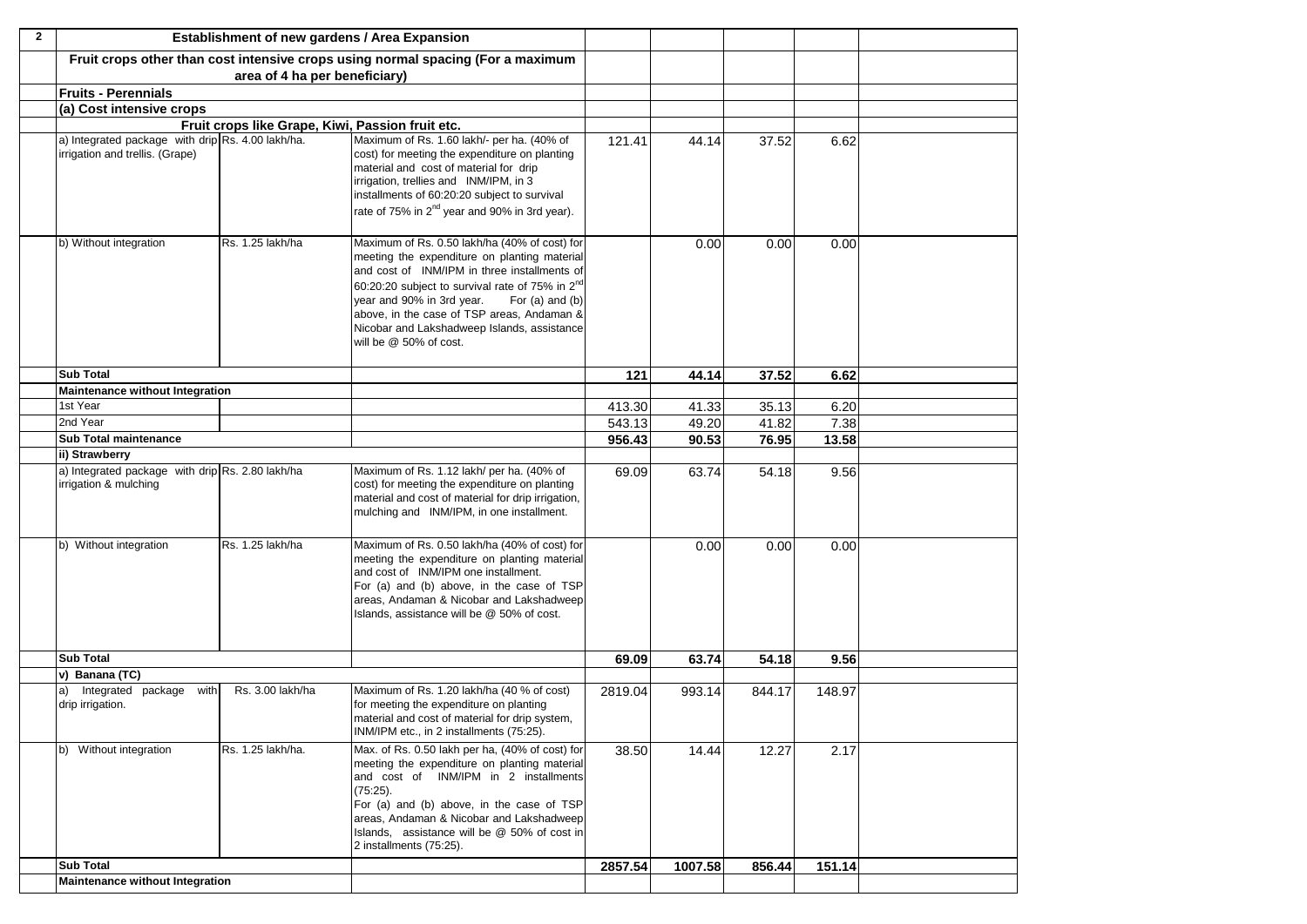| 2 | Establishment of new gardens / Area Expansion | | | | | | | |
|---|---|---|---|---|---|---|---|---|
| | Fruit crops other than cost intensive crops using normal spacing (For a maximum area of 4 ha per beneficiary) | | | | | | | |
| | **Fruits - Perennials** | | | | | | | |
| | **(a) Cost intensive crops** | | | | | | | |
| | Fruit crops like Grape, Kiwi, Passion fruit etc. | | | | | | | |
| | a) Integrated package with drip irrigation and trellis. (Grape) | Rs. 4.00 lakh/ha. | Maximum of Rs. 1.60 lakh/- per ha. (40% of cost) for meeting the expenditure on planting material and cost of material for drip irrigation, trellies and INM/IPM, in 3 installments of 60:20:20 subject to survival rate of 75% in 2nd year and 90% in 3rd year). | 121.41 | 44.14 | 37.52 | 6.62 | |
| | b) Without integration | Rs. 1.25 lakh/ha | Maximum of Rs. 0.50 lakh/ha (40% of cost) for meeting the expenditure on planting material and cost of INM/IPM in three installments of 60:20:20 subject to survival rate of 75% in 2nd year and 90% in 3rd year. For (a) and (b) above, in the case of TSP areas, Andaman & Nicobar and Lakshadweep Islands, assistance will be @ 50% of cost. | | 0.00 | 0.00 | 0.00 | |
| | **Sub Total** | | | **121** | **44.14** | **37.52** | **6.62** | |
| | **Maintenance without Integration** | | | | | | | |
| | 1st Year | | | 413.30 | 41.33 | 35.13 | 6.20 | |
| | 2nd Year | | | 543.13 | 49.20 | 41.82 | 7.38 | |
| | **Sub Total maintenance** | | | **956.43** | **90.53** | **76.95** | **13.58** | |
| | **ii) Strawberry** | | | | | | | |
| | a) Integrated package with drip irrigation & mulching | Rs. 2.80 lakh/ha | Maximum of Rs. 1.12 lakh/ per ha. (40% of cost) for meeting the expenditure on planting material and cost of material for drip irrigation, mulching and INM/IPM, in one installment. | 69.09 | 63.74 | 54.18 | 9.56 | |
| | b) Without integration | Rs. 1.25 lakh/ha | Maximum of Rs. 0.50 lakh/ha (40% of cost) for meeting the expenditure on planting material and cost of INM/IPM one installment. For (a) and (b) above, in the case of TSP areas, Andaman & Nicobar and Lakshadweep Islands, assistance will be @ 50% of cost. | | 0.00 | 0.00 | 0.00 | |
| | **Sub Total** | | | **69.09** | **63.74** | **54.18** | **9.56** | |
| | **v) Banana (TC)** | | | | | | | |
| | a) Integrated package with drip irrigation. | Rs. 3.00 lakh/ha | Maximum of Rs. 1.20 lakh/ha (40 % of cost) for meeting the expenditure on planting material and cost of material for drip system, INM/IPM etc., in 2 installments (75:25). | 2819.04 | 993.14 | 844.17 | 148.97 | |
| | b) Without integration | Rs. 1.25 lakh/ha. | Max. of Rs. 0.50 lakh per ha, (40% of cost) for meeting the expenditure on planting material and cost of INM/IPM in 2 installments (75:25). For (a) and (b) above, in the case of TSP areas, Andaman & Nicobar and Lakshadweep Islands, assistance will be @ 50% of cost in 2 installments (75:25). | 38.50 | 14.44 | 12.27 | 2.17 | |
| | **Sub Total** | | | **2857.54** | **1007.58** | **856.44** | **151.14** | |
| | **Maintenance without Integration** | | | | | | | |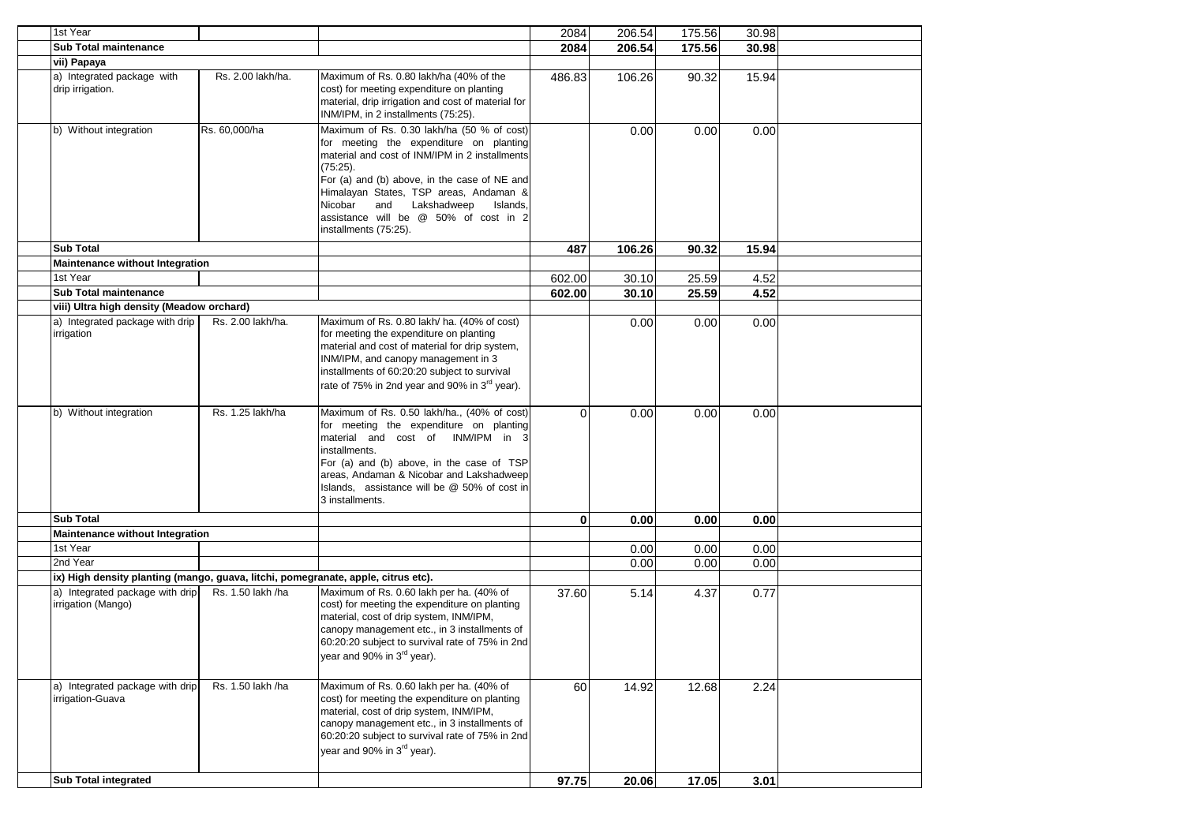| Item | Cost norms | Pattern of assistance | Physical | Financial | | | |
|---|---|---|---|---|---|---|---|
| 1st Year | | | 2084 | 206.54 | 175.56 | 30.98 | |
| **Sub Total maintenance** | | | **2084** | **206.54** | **175.56** | **30.98** | |
| **vii) Papaya** | | | | | | | |
| a) Integrated package with drip irrigation. | Rs. 2.00 lakh/ha. | Maximum of Rs. 0.80 lakh/ha (40% of the cost) for meeting expenditure on planting material, drip irrigation and cost of material for INM/IPM, in 2 installments (75:25). | 486.83 | 106.26 | 90.32 | 15.94 | |
| b) Without integration | Rs. 60,000/ha | Maximum of Rs. 0.30 lakh/ha (50 % of cost) for meeting the expenditure on planting material and cost of INM/IPM in 2 installments (75:25). For (a) and (b) above, in the case of NE and Himalayan States, TSP areas, Andaman & Nicobar and Lakshadweep Islands, assistance will be @ 50% of cost in 2 installments (75:25). | | 0.00 | 0.00 | 0.00 | |
| **Sub Total** | | | **487** | **106.26** | **90.32** | **15.94** | |
| **Maintenance without Integration** | | | | | | | |
| 1st Year | | | 602.00 | 30.10 | 25.59 | 4.52 | |
| **Sub Total maintenance** | | | **602.00** | **30.10** | **25.59** | **4.52** | |
| **viii) Ultra high density (Meadow orchard)** | | | | | | | |
| a) Integrated package with drip irrigation | Rs. 2.00 lakh/ha. | Maximum of Rs. 0.80 lakh/ ha. (40% of cost) for meeting the expenditure on planting material and cost of material for drip system, INM/IPM, and canopy management in 3 installments of 60:20:20 subject to survival rate of 75% in 2nd year and 90% in 3rd year). | | 0.00 | 0.00 | 0.00 | |
| b) Without integration | Rs. 1.25 lakh/ha | Maximum of Rs. 0.50 lakh/ha., (40% of cost) for meeting the expenditure on planting material and cost of INM/IPM in 3 installments. For (a) and (b) above, in the case of TSP areas, Andaman & Nicobar and Lakshadweep Islands, assistance will be @ 50% of cost in 3 installments. | 0 | 0.00 | 0.00 | 0.00 | |
| **Sub Total** | | | **0** | **0.00** | **0.00** | **0.00** | |
| **Maintenance without Integration** | | | | | | | |
| 1st Year | | | | 0.00 | 0.00 | 0.00 | |
| 2nd Year | | | | 0.00 | 0.00 | 0.00 | |
| **ix) High density planting (mango, guava, litchi, pomegranate, apple, citrus etc).** | | | | | | | |
| a) Integrated package with drip irrigation (Mango) | Rs. 1.50 lakh /ha | Maximum of Rs. 0.60 lakh per ha. (40% of cost) for meeting the expenditure on planting material, cost of drip system, INM/IPM, canopy management etc., in 3 installments of 60:20:20 subject to survival rate of 75% in 2nd year and 90% in 3rd year). | 37.60 | 5.14 | 4.37 | 0.77 | |
| a) Integrated package with drip irrigation-Guava | Rs. 1.50 lakh /ha | Maximum of Rs. 0.60 lakh per ha. (40% of cost) for meeting the expenditure on planting material, cost of drip system, INM/IPM, canopy management etc., in 3 installments of 60:20:20 subject to survival rate of 75% in 2nd year and 90% in 3rd year). | 60 | 14.92 | 12.68 | 2.24 | |
| **Sub Total integrated** | | | **97.75** | **20.06** | **17.05** | **3.01** | |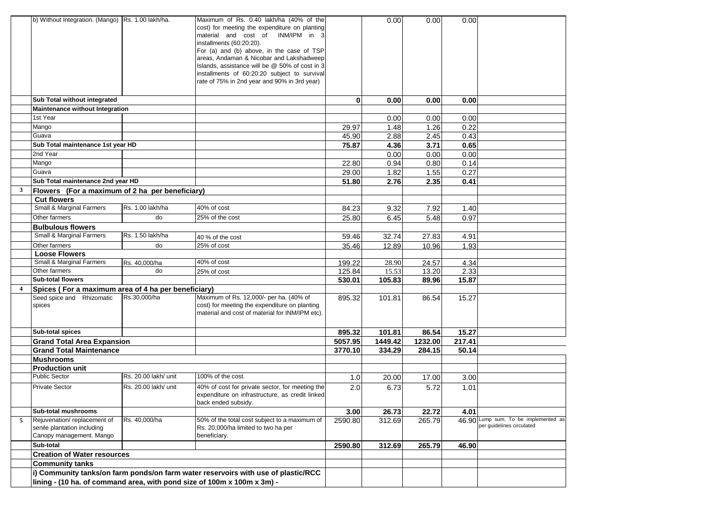| | | | | | | | | |
|---|---|---|---|---|---|---|---|---|
| | b) Without Integration. (Mango) | Rs. 1.00 lakh/ha. | Maximum of Rs. 0.40 lakh/ha (40% of the cost) for meeting the expenditure on planting material and cost of INM/IPM in 3 installments (60:20:20). For (a) and (b) above, in the case of TSP areas, Andaman & Nicobar and Lakshadweep Islands, assistance will be @ 50% of cost in 3 installments of 60:20:20 subject to survival rate of 75% in 2nd year and 90% in 3rd year) | | 0.00 | 0.00 | 0.00 | |
| | **Sub Total without integrated** | | | **0** | **0.00** | **0.00** | **0.00** | |
| | **Maintenance without Integration** | | | | | | | |
| | 1st Year | | | | 0.00 | 0.00 | 0.00 | |
| | Mango | | | 29.97 | 1.48 | 1.26 | 0.22 | |
| | Guava | | | 45.90 | 2.88 | 2.45 | 0.43 | |
| | **Sub Total maintenance 1st year HD** | | | **75.87** | **4.36** | **3.71** | **0.65** | |
| | 2nd Year | | | | 0.00 | 0.00 | 0.00 | |
| | Mango | | | 22.80 | 0.94 | 0.80 | 0.14 | |
| | Guava | | | 29.00 | 1.82 | 1.55 | 0.27 | |
| | **Sub Total maintenance 2nd year HD** | | | **51.80** | **2.76** | **2.35** | **0.41** | |
| **3** | **Flowers (For a maximum of 2 ha per beneficiary)** | | | | | | | |
| | **Cut flowers** | | | | | | | |
| | Small & Marginal Farmers | Rs. 1.00 lakh/ha | 40% of cost | 84.23 | 9.32 | 7.92 | 1.40 | |
| | Other farmers | do | 25% of the cost | 25.80 | 6.45 | 5.48 | 0.97 | |
| | **Bulbulous flowers** | | | | | | | |
| | Small & Marginal Farmers | Rs. 1.50 lakh/ha | 40 % of the cost | 59.46 | 32.74 | 27.83 | 4.91 | |
| | Other farmers | do | 25% of cost | 35.46 | 12.89 | 10.96 | 1.93 | |
| | **Loose Flowers** | | | | | | | |
| | Small & Marginal Farmers | Rs. 40,000/ha | 40% of cost | 199.22 | 28.90 | 24.57 | 4.34 | |
| | Other farmers | do | 25% of cost | 125.84 | 15.53 | 13.20 | 2.33 | |
| | **Sub-total flowers** | | | **530.01** | **105.83** | **89.96** | **15.87** | |
| **4** | **Spices ( For a maximum area of 4 ha per beneficiary)** | | | | | | | |
| | Seed spice and Rhizomatic spices | Rs.30,000/ha | Maximum of Rs. 12,000/- per ha. (40% of cost) for meeting the expenditure on planting material and cost of material for INM/IPM etc). | 895.32 | 101.81 | 86.54 | 15.27 | |
| | **Sub-total spices** | | | **895.32** | **101.81** | **86.54** | **15.27** | |
| | **Grand Total Area Expansion** | | | **5057.95** | **1449.42** | **1232.00** | **217.41** | |
| | **Grand Total Maintenance** | | | **3770.10** | **334.29** | **284.15** | **50.14** | |
| | **Mushrooms** | | | | | | | |
| | **Production unit** | | | | | | | |
| | Public Sector | Rs. 20.00 lakh/ unit | 100% of the cost. | 1.0 | 20.00 | 17.00 | 3.00 | |
| | Private Sector | Rs. 20.00 lakh/ unit | 40% of cost for private sector, for meeting the expenditure on infrastructure, as credit linked back ended subsidy. | 2.0 | 6.73 | 5.72 | 1.01 | |
| | **Sub-total mushrooms** | | | **3.00** | **26.73** | **22.72** | **4.01** | |
| **5** | Rejuvenation/ replacement of senile plantation including Canopy management. Mango | Rs. 40,000/ha | 50% of the total cost subject to a maximum of Rs. 20,000/ha limited to two ha per beneficiary. | 2590.80 | 312.69 | 265.79 | 46.90 | Lump sum. To be implemented as per guidelines circulated |
| | **Sub-total** | | | **2590.80** | **312.69** | **265.79** | **46.90** | |
| | **Creation of Water resources** | | | | | | | |
| | **Community tanks** | | | | | | | |
| | **i) Community tanks/on farm ponds/on farm water reservoirs with use of plastic/RCC lining - (10 ha. of command area, with pond size of 100m x 100m x 3m) -** | | | | | | | |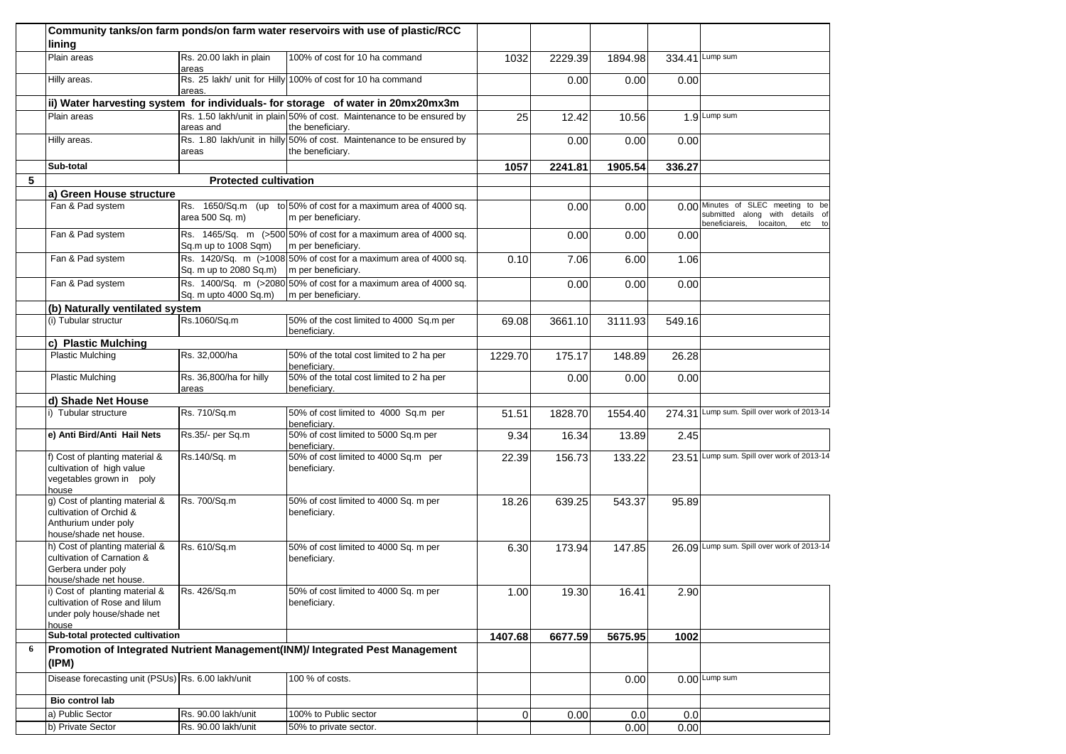| | | | | | | | | |
|---|---|---|---|---|---|---|---|---|
| | **Community tanks/on farm ponds/on farm water reservoirs with use of plastic/RCC lining** | | | | | | | |
| | Plain areas | Rs. 20.00 lakh in plain areas | 100% of cost for 10 ha command | 1032 | 2229.39 | 1894.98 | 334.41 | Lump sum |
| | Hilly areas. | Rs. 25 lakh/ unit for Hilly areas. | 100% of cost for 10 ha command | | 0.00 | 0.00 | 0.00 | |
| | **ii) Water harvesting system for individuals- for storage of water in 20mx20mx3m** | | | | | | | |
| | Plain areas | Rs. 1.50 lakh/unit in plain areas and | 50% of cost. Maintenance to be ensured by the beneficiary. | 25 | 12.42 | 10.56 | 1.9 | Lump sum |
| | Hilly areas. | Rs. 1.80 lakh/unit in hilly areas | 50% of cost. Maintenance to be ensured by the beneficiary. | | 0.00 | 0.00 | 0.00 | |
| | **Sub-total** | | | **1057** | **2241.81** | **1905.54** | **336.27** | |
| **5** | | **Protected cultivation** | | | | | | |
| | **a) Green House structure** | | | | | | | |
| | Fan & Pad system | Rs. 1650/Sq.m (up to area 500 Sq. m) | 50% of cost for a maximum area of 4000 sq. m per beneficiary. | | 0.00 | 0.00 | 0.00 | Minutes of SLEC meeting to be submitted along with details of beneficiareis, locaiton, etc to |
| | Fan & Pad system | Rs. 1465/Sq. m (>500 Sq.m up to 1008 Sqm) | 50% of cost for a maximum area of 4000 sq. m per beneficiary. | | 0.00 | 0.00 | 0.00 | |
| | Fan & Pad system | Rs. 1420/Sq. m (>1008 Sq. m up to 2080 Sq.m) | 50% of cost for a maximum area of 4000 sq. m per beneficiary. | 0.10 | 7.06 | 6.00 | 1.06 | |
| | Fan & Pad system | Rs. 1400/Sq. m (>2080 Sq. m upto 4000 Sq.m) | 50% of cost for a maximum area of 4000 sq. m per beneficiary. | | 0.00 | 0.00 | 0.00 | |
| | **(b) Naturally ventilated system** | | | | | | | |
| | (i) Tubular structur | Rs.1060/Sq.m | 50% of the cost limited to 4000 Sq.m per beneficiary. | 69.08 | 3661.10 | 3111.93 | 549.16 | |
| | **c) Plastic Mulching** | | | | | | | |
| | Plastic Mulching | Rs. 32,000/ha | 50% of the total cost limited to 2 ha per beneficiary. | 1229.70 | 175.17 | 148.89 | 26.28 | |
| | Plastic Mulching | Rs. 36,800/ha for hilly areas | 50% of the total cost limited to 2 ha per beneficiary. | | 0.00 | 0.00 | 0.00 | |
| | **d) Shade Net House** | | | | | | | |
| | i) Tubular structure | Rs. 710/Sq.m | 50% of cost limited to 4000 Sq.m per beneficiary. | 51.51 | 1828.70 | 1554.40 | 274.31 | Lump sum. Spill over work of 2013-14 |
| | **e) Anti Bird/Anti Hail Nets** | Rs.35/- per Sq.m | 50% of cost limited to 5000 Sq.m per beneficiary. | 9.34 | 16.34 | 13.89 | 2.45 | |
| | f) Cost of planting material & cultivation of high value vegetables grown in poly house | Rs.140/Sq. m | 50% of cost limited to 4000 Sq.m per beneficiary. | 22.39 | 156.73 | 133.22 | 23.51 | Lump sum. Spill over work of 2013-14 |
| | g) Cost of planting material & cultivation of Orchid & Anthurium under poly house/shade net house. | Rs. 700/Sq.m | 50% of cost limited to 4000 Sq. m per beneficiary. | 18.26 | 639.25 | 543.37 | 95.89 | |
| | h) Cost of planting material & cultivation of Carnation & Gerbera under poly house/shade net house. | Rs. 610/Sq.m | 50% of cost limited to 4000 Sq. m per beneficiary. | 6.30 | 173.94 | 147.85 | 26.09 | Lump sum. Spill over work of 2013-14 |
| | i) Cost of planting material & cultivation of Rose and lilum under poly house/shade net house | Rs. 426/Sq.m | 50% of cost limited to 4000 Sq. m per beneficiary. | 1.00 | 19.30 | 16.41 | 2.90 | |
| | **Sub-total protected cultivation** | | | **1407.68** | **6677.59** | **5675.95** | **1002** | |
| **6** | **Promotion of Integrated Nutrient Management(INM)/ Integrated Pest Management (IPM)** | | | | | | | |
| | Disease forecasting unit (PSUs) | Rs. 6.00 lakh/unit | 100 % of costs. | | | 0.00 | 0.00 | Lump sum |
| | **Bio control lab** | | | | | | | |
| | a) Public Sector | Rs. 90.00 lakh/unit | 100% to Public sector | 0 | 0.00 | 0.0 | 0.0 | |
| | b) Private Sector | Rs. 90.00 lakh/unit | 50% to private sector. | | | 0.00 | 0.00 | |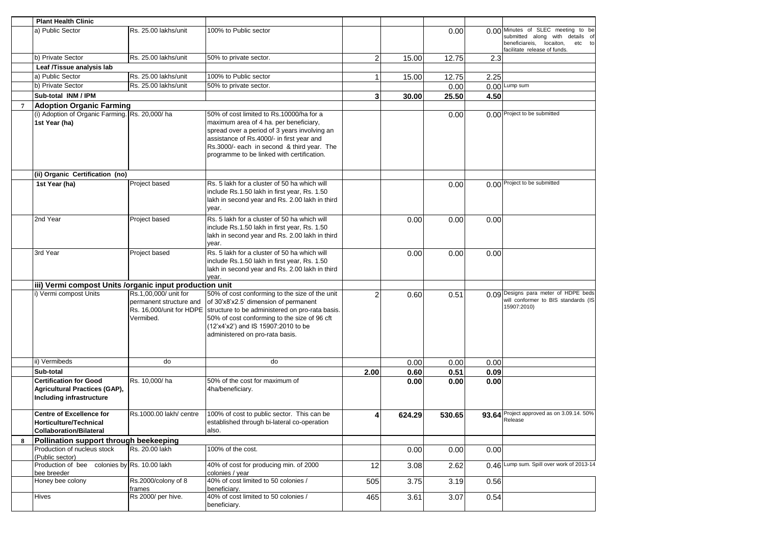| | | | | | | | | |
|---|---|---|---|---|---|---|---|---|
| | **Plant Health Clinic** | | | | | | | |
| | a) Public Sector | Rs. 25.00 lakhs/unit | 100% to Public sector | | | 0.00 | 0.00 | Minutes of SLEC meeting to be submitted along with details of beneficiareis, locaiton, etc to facilitate release of funds. |
| | b) Private Sector | Rs. 25.00 lakhs/unit | 50% to private sector. | 2 | 15.00 | 12.75 | 2.3 | |
| | **Leaf /Tissue analysis lab** | | | | | | | |
| | a) Public Sector | Rs. 25.00 lakhs/unit | 100% to Public sector | 1 | 15.00 | 12.75 | 2.25 | |
| | b) Private Sector | Rs. 25.00 lakhs/unit | 50% to private sector. | | | 0.00 | 0.00 | Lump sum |
| | **Sub-total INM / IPM** | | | **3** | **30.00** | **25.50** | **4.50** | |
| **7** | **Adoption Organic Farming** | | | | | | | |
| | (i) Adoption of Organic Farming. **1st Year (ha)** | Rs. 20,000/ ha | 50% of cost limited to Rs.10000/ha for a maximum area of 4 ha. per beneficiary, spread over a period of 3 years involving an assistance of Rs.4000/- in first year and Rs.3000/- each in second & third year. The programme to be linked with certification. | | | 0.00 | 0.00 | Project to be submitted |
| | **(ii) Organic Certification (no)** | | | | | | | |
| | **1st Year (ha)** | Project based | Rs. 5 lakh for a cluster of 50 ha which will include Rs.1.50 lakh in first year, Rs. 1.50 lakh in second year and Rs. 2.00 lakh in third year. | | | 0.00 | 0.00 | Project to be submitted |
| | 2nd Year | Project based | Rs. 5 lakh for a cluster of 50 ha which will include Rs.1.50 lakh in first year, Rs. 1.50 lakh in second year and Rs. 2.00 lakh in third year. | | 0.00 | 0.00 | 0.00 | |
| | 3rd Year | Project based | Rs. 5 lakh for a cluster of 50 ha which will include Rs.1.50 lakh in first year, Rs. 1.50 lakh in second year and Rs. 2.00 lakh in third year. | | 0.00 | 0.00 | 0.00 | |
| | **iii) Vermi compost Units /organic input production unit** | | | | | | | |
| | i) Vermi compost Units | Rs.1,00,000/ unit for permanent structure and Rs. 16,000/unit for HDPE Vermibed. | 50% of cost conforming to the size of the unit of 30'x8'x2.5' dimension of permanent structure to be administered on pro-rata basis. 50% of cost conforming to the size of 96 cft (12'x4'x2') and IS 15907:2010 to be administered on pro-rata basis. | 2 | 0.60 | 0.51 | 0.09 | Designs para meter of HDPE beds will conformer to BIS standards (IS 15907:2010) |
| | ii) Vermibeds | do | do | | 0.00 | 0.00 | 0.00 | |
| | **Sub-total** | | | **2.00** | **0.60** | **0.51** | **0.09** | |
| | **Certification for Good Agricultural Practices (GAP), Including infrastructure** | Rs. 10,000/ ha | 50% of the cost for maximum of 4ha/beneficiary. | | **0.00** | **0.00** | **0.00** | |
| | **Centre of Excellence for Horticulture/Technical Collaboration/Bilateral** | Rs.1000.00 lakh/ centre | 100% of cost to public sector. This can be established through bi-lateral co-operation also. | **4** | **624.29** | **530.65** | **93.64** | Project approved as on 3.09.14. 50% Release |
| **8** | **Pollination support through beekeeping** | | | | | | | |
| | Production of nucleus stock (Public sector) | Rs. 20.00 lakh | 100% of the cost. | | 0.00 | 0.00 | 0.00 | |
| | Production of bee colonies by bee breeder | Rs. 10.00 lakh | 40% of cost for producing min. of 2000 colonies / year | 12 | 3.08 | 2.62 | 0.46 | Lump sum. Spill over work of 2013-14 |
| | Honey bee colony | Rs.2000/colony of 8 frames | 40% of cost limited to 50 colonies / beneficiary. | 505 | 3.75 | 3.19 | 0.56 | |
| | Hives | Rs 2000/ per hive. | 40% of cost limited to 50 colonies / beneficiary. | 465 | 3.61 | 3.07 | 0.54 | |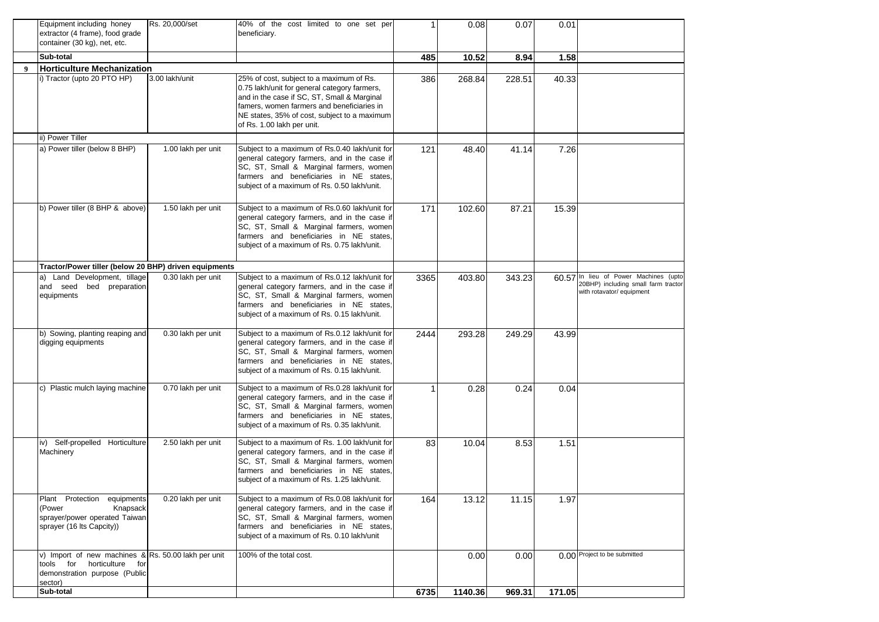|  |  |  |  |  |  |  |  |  |
|---|---|---|---|---|---|---|---|---|
|  | Equipment including honey extractor (4 frame), food grade container (30 kg), net, etc. | Rs. 20,000/set | 40% of the cost limited to one set per beneficiary. | 1 | 0.08 | 0.07 | 0.01 |  |
|  | **Sub-total** |  |  | **485** | **10.52** | **8.94** | **1.58** |  |
| **9** | **Horticulture Mechanization** |  |  |  |  |  |  |  |
|  | i) Tractor (upto 20 PTO HP) | 3.00 lakh/unit | 25% of cost, subject to a maximum of Rs. 0.75 lakh/unit for general category farmers, and in the case if SC, ST, Small & Marginal famers, women farmers and beneficiaries in NE states, 35% of cost, subject to a maximum of Rs. 1.00 lakh per unit. | 386 | 268.84 | 228.51 | 40.33 |  |
|  | ii) Power Tiller |  |  |  |  |  |  |  |
|  | a) Power tiller (below 8 BHP) | 1.00 lakh per unit | Subject to a maximum of Rs.0.40 lakh/unit for general category farmers, and in the case if SC, ST, Small & Marginal farmers, women farmers and beneficiaries in NE states, subject of a maximum of Rs. 0.50 lakh/unit. | 121 | 48.40 | 41.14 | 7.26 |  |
|  | b) Power tiller (8 BHP & above) | 1.50 lakh per unit | Subject to a maximum of Rs.0.60 lakh/unit for general category farmers, and in the case if SC, ST, Small & Marginal farmers, women farmers and beneficiaries in NE states, subject of a maximum of Rs. 0.75 lakh/unit. | 171 | 102.60 | 87.21 | 15.39 |  |
|  | **Tractor/Power tiller (below 20 BHP) driven equipments** |  |  |  |  |  |  |  |
|  | a) Land Development, tillage and seed bed preparation equipments | 0.30 lakh per unit | Subject to a maximum of Rs.0.12 lakh/unit for general category farmers, and in the case if SC, ST, Small & Marginal farmers, women farmers and beneficiaries in NE states, subject of a maximum of Rs. 0.15 lakh/unit. | 3365 | 403.80 | 343.23 | 60.57 | In lieu of Power Machines (upto 20BHP) including small farm tractor with rotavator/ equipment |
|  | b) Sowing, planting reaping and digging equipments | 0.30 lakh per unit | Subject to a maximum of Rs.0.12 lakh/unit for general category farmers, and in the case if SC, ST, Small & Marginal farmers, women farmers and beneficiaries in NE states, subject of a maximum of Rs. 0.15 lakh/unit. | 2444 | 293.28 | 249.29 | 43.99 |  |
|  | c) Plastic mulch laying machine | 0.70 lakh per unit | Subject to a maximum of Rs.0.28 lakh/unit for general category farmers, and in the case if SC, ST, Small & Marginal farmers, women farmers and beneficiaries in NE states, subject of a maximum of Rs. 0.35 lakh/unit. | 1 | 0.28 | 0.24 | 0.04 |  |
|  | iv) Self-propelled Horticulture Machinery | 2.50 lakh per unit | Subject to a maximum of Rs. 1.00 lakh/unit for general category farmers, and in the case if SC, ST, Small & Marginal farmers, women farmers and beneficiaries in NE states, subject of a maximum of Rs. 1.25 lakh/unit. | 83 | 10.04 | 8.53 | 1.51 |  |
|  | Plant Protection equipments (Power Knapsack sprayer/power operated Taiwan sprayer (16 lts Capcity)) | 0.20 lakh per unit | Subject to a maximum of Rs.0.08 lakh/unit for general category farmers, and in the case if SC, ST, Small & Marginal farmers, women farmers and beneficiaries in NE states, subject of a maximum of Rs. 0.10 lakh/unit | 164 | 13.12 | 11.15 | 1.97 |  |
|  | v) Import of new machines & tools for horticulture for demonstration purpose (Public sector) | Rs. 50.00 lakh per unit | 100% of the total cost. |  | 0.00 | 0.00 | 0.00 | Project to be submitted |
|  | **Sub-total** |  |  | **6735** | **1140.36** | **969.31** | **171.05** |  |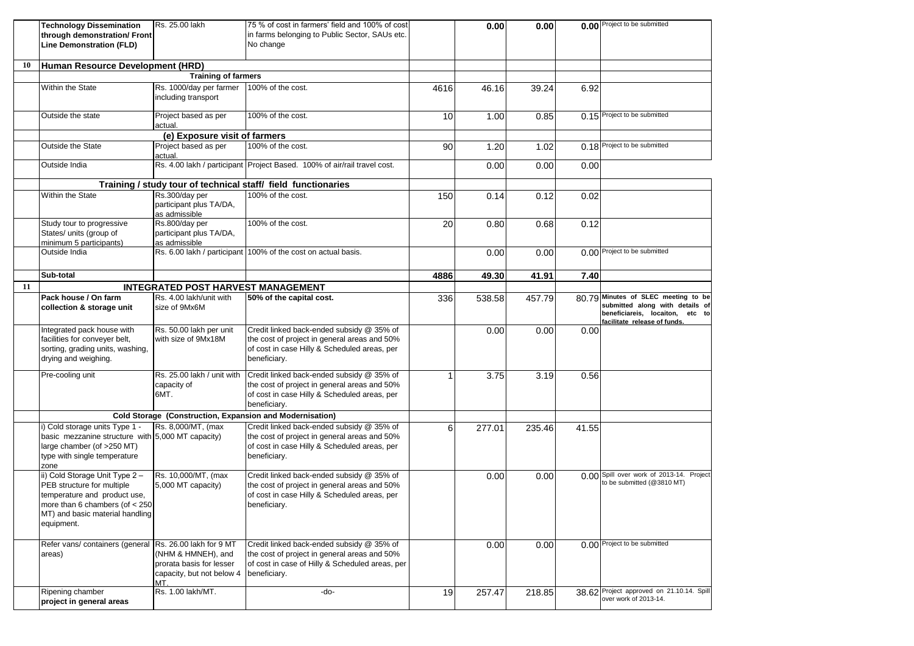| | | | | | | | | |
|---|---|---|---|---|---|---|---|---|
| | **Technology Dissemination through demonstration/ Front Line Demonstration (FLD)** | Rs. 25.00 lakh | 75 % of cost in farmers' field and 100% of cost in farms belonging to Public Sector, SAUs etc. No change | | **0.00** | **0.00** | **0.00** | Project to be submitted |
| **10** | **Human Resource Development (HRD)** | | | | | | | |
| | | **Training of farmers** | | | | | | |
| | Within the State | Rs. 1000/day per farmer including transport | 100% of the cost. | 4616 | 46.16 | 39.24 | 6.92 | |
| | Outside the state | Project based as per actual. | 100% of the cost. | 10 | 1.00 | 0.85 | 0.15 | Project to be submitted |
| | | **(e) Exposure visit of farmers** | | | | | | |
| | Outside the State | Project based as per actual. | 100% of the cost. | 90 | 1.20 | 1.02 | 0.18 | Project to be submitted |
| | Outside India | Rs. 4.00 lakh / participant | Project Based. 100% of air/rail travel cost. | | 0.00 | 0.00 | 0.00 | |
| | | **Training / study tour of technical staff/ field functionaries** | | | | | | |
| | Within the State | Rs.300/day per participant plus TA/DA, as admissible | 100% of the cost. | 150 | 0.14 | 0.12 | 0.02 | |
| | Study tour to progressive States/ units (group of minimum 5 participants) | Rs.800/day per participant plus TA/DA, as admissible | 100% of the cost. | 20 | 0.80 | 0.68 | 0.12 | |
| | Outside India | Rs. 6.00 lakh / participant | 100% of the cost on actual basis. | | 0.00 | 0.00 | 0.00 | Project to be submitted |
| | **Sub-total** | | | **4886** | **49.30** | **41.91** | **7.40** | |
| **11** | | **INTEGRATED POST HARVEST MANAGEMENT** | | | | | | |
| | **Pack house / On farm collection & storage unit** | Rs. 4.00 lakh/unit with size of 9Mx6M | **50% of the capital cost.** | 336 | 538.58 | 457.79 | 80.79 | **Minutes of SLEC meeting to be submitted along with details of beneficiareis, locaiton, etc to facilitate release of funds.** |
| | Integrated pack house with facilities for conveyer belt, sorting, grading units, washing, drying and weighing. | Rs. 50.00 lakh per unit with size of 9Mx18M | Credit linked back-ended subsidy @ 35% of the cost of project in general areas and 50% of cost in case Hilly & Scheduled areas, per beneficiary. | | 0.00 | 0.00 | 0.00 | |
| | Pre-cooling unit | Rs. 25.00 lakh / unit with capacity of 6MT. | Credit linked back-ended subsidy @ 35% of the cost of project in general areas and 50% of cost in case Hilly & Scheduled areas, per beneficiary. | 1 | 3.75 | 3.19 | 0.56 | |
| | | **Cold Storage (Construction, Expansion and Modernisation)** | | | | | | |
| | i) Cold storage units Type 1 - basic mezzanine structure with large chamber (of >250 MT) type with single temperature zone | Rs. 8,000/MT, (max 5,000 MT capacity) | Credit linked back-ended subsidy @ 35% of the cost of project in general areas and 50% of cost in case Hilly & Scheduled areas, per beneficiary. | 6 | 277.01 | 235.46 | 41.55 | |
| | ii) Cold Storage Unit Type 2 – PEB structure for multiple temperature and product use, more than 6 chambers (of < 250 MT) and basic material handling equipment. | Rs. 10,000/MT, (max 5,000 MT capacity) | Credit linked back-ended subsidy @ 35% of the cost of project in general areas and 50% of cost in case Hilly & Scheduled areas, per beneficiary. | | 0.00 | 0.00 | 0.00 | Spill over work of 2013-14. Project to be submitted (@3810 MT) |
| | Refer vans/ containers (general areas) | Rs. 26.00 lakh for 9 MT (NHM & HMNEH), and prorata basis for lesser capacity, but not below 4 MT. | Credit linked back-ended subsidy @ 35% of the cost of project in general areas and 50% of cost in case of Hilly & Scheduled areas, per beneficiary. | | 0.00 | 0.00 | 0.00 | Project to be submitted |
| | Ripening chamber **project in general areas** | Rs. 1.00 lakh/MT. | -do- | 19 | 257.47 | 218.85 | 38.62 | Project approved on 21.10.14. Spill over work of 2013-14. |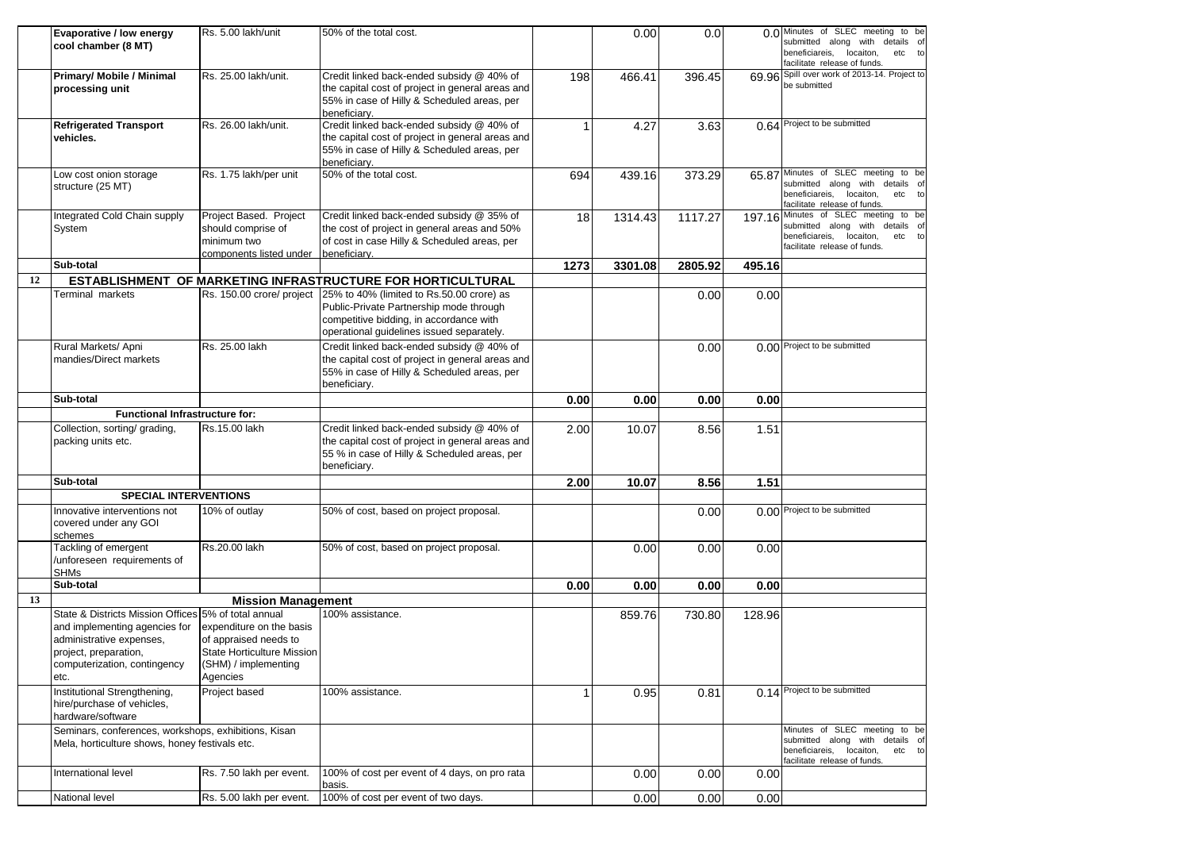| | | | | | | | | |
|---|---|---|---|---|---|---|---|---|
| | Evaporative / low energy cool chamber (8 MT) | Rs. 5.00 lakh/unit | 50% of the total cost. | | 0.00 | 0.0 | 0.0 | Minutes of SLEC meeting to be submitted along with details of beneficiareis, locaiton, etc to facilitate release of funds. |
| | Primary/ Mobile / Minimal processing unit | Rs. 25.00 lakh/unit. | Credit linked back-ended subsidy @ 40% of the capital cost of project in general areas and 55% in case of Hilly & Scheduled areas, per beneficiary. | 198 | 466.41 | 396.45 | 69.96 | Spill over work of 2013-14. Project to be submitted |
| | Refrigerated Transport vehicles. | Rs. 26.00 lakh/unit. | Credit linked back-ended subsidy @ 40% of the capital cost of project in general areas and 55% in case of Hilly & Scheduled areas, per beneficiary. | 1 | 4.27 | 3.63 | 0.64 | Project to be submitted |
| | Low cost onion storage structure (25 MT) | Rs. 1.75 lakh/per unit | 50% of the total cost. | 694 | 439.16 | 373.29 | 65.87 | Minutes of SLEC meeting to be submitted along with details of beneficiareis, locaiton, etc to facilitate release of funds. |
| | Integrated Cold Chain supply System | Project Based. Project should comprise of minimum two components listed under | Credit linked back-ended subsidy @ 35% of the cost of project in general areas and 50% of cost in case Hilly & Scheduled areas, per beneficiary. | 18 | 1314.43 | 1117.27 | 197.16 | Minutes of SLEC meeting to be submitted along with details of beneficiareis, locaiton, etc to facilitate release of funds. |
| | **Sub-total** | | | **1273** | **3301.08** | **2805.92** | **495.16** | |
| **12** | **ESTABLISHMENT OF MARKETING INFRASTRUCTURE FOR HORTICULTURAL** | | | | | | | |
| | Terminal markets | Rs. 150.00 crore/ project | 25% to 40% (limited to Rs.50.00 crore) as Public-Private Partnership mode through competitive bidding, in accordance with operational guidelines issued separately. | | | 0.00 | 0.00 | |
| | Rural Markets/ Apni mandies/Direct markets | Rs. 25.00 lakh | Credit linked back-ended subsidy @ 40% of the capital cost of project in general areas and 55% in case of Hilly & Scheduled areas, per beneficiary. | | | 0.00 | 0.00 | Project to be submitted |
| | **Sub-total** | | | **0.00** | **0.00** | **0.00** | **0.00** | |
| | **Functional Infrastructure for:** | | | | | | | |
| | Collection, sorting/ grading, packing units etc. | Rs.15.00 lakh | Credit linked back-ended subsidy @ 40% of the capital cost of project in general areas and 55 % in case of Hilly & Scheduled areas, per beneficiary. | 2.00 | 10.07 | 8.56 | 1.51 | |
| | **Sub-total** | | | **2.00** | **10.07** | **8.56** | **1.51** | |
| | **SPECIAL INTERVENTIONS** | | | | | | | |
| | Innovative interventions not covered under any GOI schemes | 10% of outlay | 50% of cost, based on project proposal. | | | 0.00 | 0.00 | Project to be submitted |
| | Tackling of emergent /unforeseen requirements of SHMs | Rs.20.00 lakh | 50% of cost, based on project proposal. | | 0.00 | 0.00 | 0.00 | |
| | **Sub-total** | | | **0.00** | **0.00** | **0.00** | **0.00** | |
| **13** | | **Mission Management** | | | | | | |
| | State & Districts Mission Offices and implementing agencies for administrative expenses, project, preparation, computerization, contingency etc. | 5% of total annual expenditure on the basis of appraised needs to State Horticulture Mission (SHM) / implementing Agencies | 100% assistance. | | 859.76 | 730.80 | 128.96 | |
| | Institutional Strengthening, hire/purchase of vehicles, hardware/software | Project based | 100% assistance. | 1 | 0.95 | 0.81 | 0.14 | Project to be submitted |
| | Seminars, conferences, workshops, exhibitions, Kisan Mela, horticulture shows, honey festivals etc. | | | | | | | Minutes of SLEC meeting to be submitted along with details of beneficiareis, locaiton, etc to facilitate release of funds. |
| | International level | Rs. 7.50 lakh per event. | 100% of cost per event of 4 days, on pro rata basis. | | 0.00 | 0.00 | 0.00 | |
| | National level | Rs. 5.00 lakh per event. | 100% of cost per event of two days. | | 0.00 | 0.00 | 0.00 | |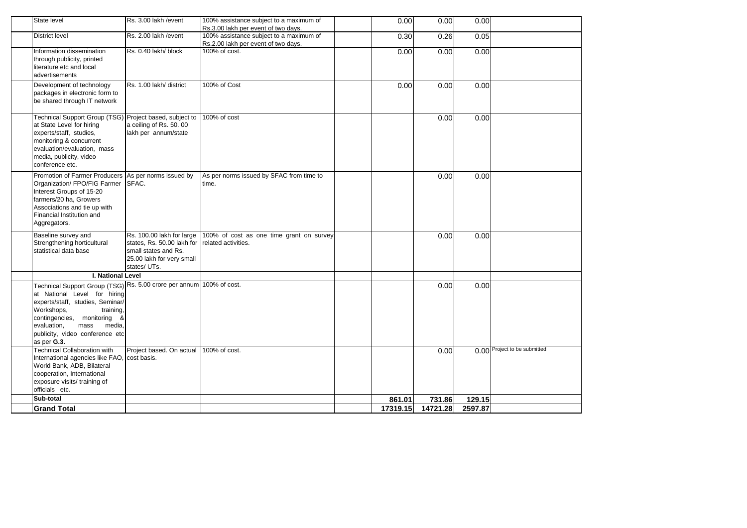| | | | | | | | | |
|---|---|---|---|---|---|---|---|---|
| | State level | Rs. 3.00 lakh /event | 100% assistance subject to a maximum of Rs.3.00 lakh per event of two days. | | 0.00 | 0.00 | 0.00 | |
| | District level | Rs. 2.00 lakh /event | 100% assistance subject to a maximum of Rs.2.00 lakh per event of two days. | | 0.30 | 0.26 | 0.05 | |
| | Information dissemination through publicity, printed literature etc and local advertisements | Rs. 0.40 lakh/ block | 100% of cost. | | 0.00 | 0.00 | 0.00 | |
| | Development of technology packages in electronic form to be shared through IT network | Rs. 1.00 lakh/ district | 100% of Cost | | 0.00 | 0.00 | 0.00 | |
| | Technical Support Group (TSG) at State Level for hiring experts/staff, studies, monitoring & concurrent evaluation/evaluation, mass media, publicity, video conference etc. | Project based, subject to a ceiling of Rs. 50. 00 lakh per annum/state | 100% of cost | | | 0.00 | 0.00 | |
| | Promotion of Farmer Producers Organization/ FPO/FIG Farmer Interest Groups of 15-20 farmers/20 ha, Growers Associations and tie up with Financial Institution and Aggregators. | As per norms issued by SFAC. | As per norms issued by SFAC from time to time. | | | 0.00 | 0.00 | |
| | Baseline survey and Strengthening horticultural statistical data base | Rs. 100.00 lakh for large states, Rs. 50.00 lakh for small states and Rs. 25.00 lakh for very small states/ UTs. | 100% of cost as one time grant on survey related activities. | | | 0.00 | 0.00 | |
| | **I. National Level** | | | | | | | |
| | Technical Support Group (TSG) at National Level for hiring experts/staff, studies, Seminar/ Workshops, training, contingencies, monitoring & evaluation, mass media, publicity, video conference etc as per **G.3.** | Rs. 5.00 crore per annum | 100% of cost. | | | 0.00 | 0.00 | |
| | Technical Collaboration with International agencies like FAO, World Bank, ADB, Bilateral cooperation, International exposure visits/ training of officials etc. | Project based. On actual cost basis. | 100% of cost. | | | 0.00 | 0.00 | Project to be submitted |
| | **Sub-total** | | | | **861.01** | **731.86** | **129.15** | |
| | **Grand Total** | | | | **17319.15** | **14721.28** | **2597.87** | |